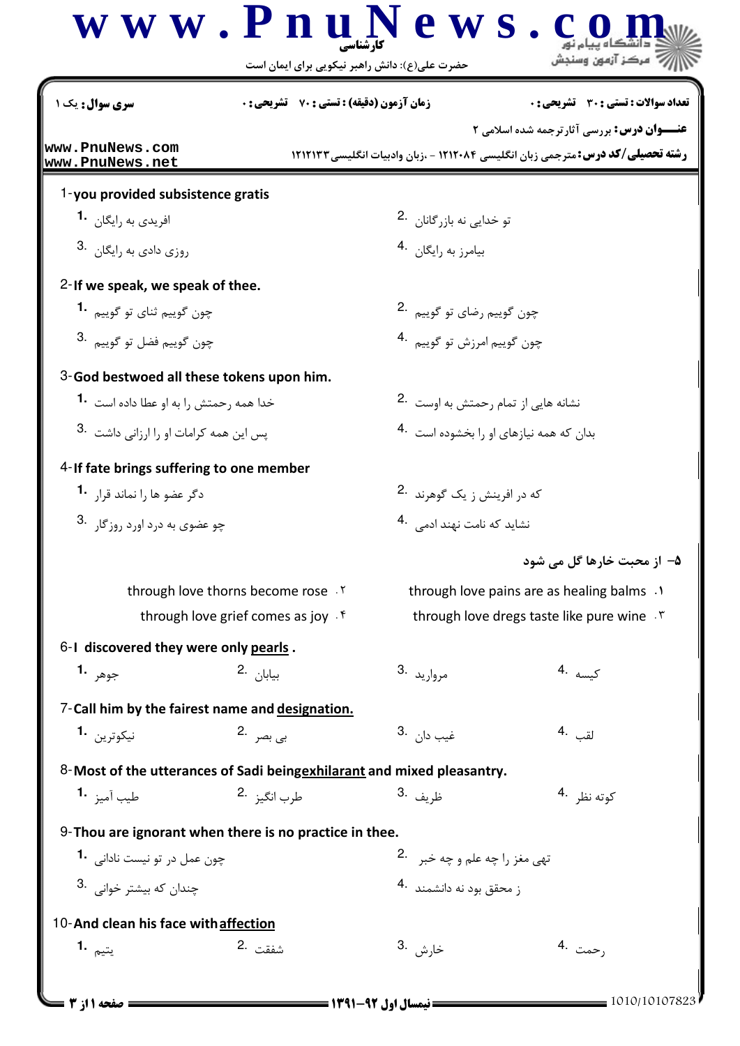**کارشناسی**

حضرت علی(ع): دانش راهبر نیکویی برای ایمان است

**سری سوال:** یک ۱

**زمان آزمون (دقیقه) : تستی : ۷۰ تشریحی : ۰**

**تعداد سوالات : تستی : ۳۰ تشریحی : ۰**

**عنـــوان درس:** بررسی آثارترجمه شده اسلامی ۲

**رشته تحصیلی/کد درس:** مترجمی زبان انگلیسی ۱۲۱۲۰۸۴ - ،زبان وادبیات انگلیسی ۱۲۱۲۱۳۳

1-**you provided subsistence gratis**

1. افریدی به رایگان
2. تو خدایی نه بازرگانان
3. روزی دادی به رایگان
4. بیامرز به رایگان

2-**If we speak, we speak of thee.**

1. چون گوییم ثنای تو گوییم
2. چون گوییم رضای تو گوییم
3. چون گوییم فضل تو گوییم
4. چون گوییم امرزش تو گوییم

3-**God bestwoed all these tokens upon him.**

1. خدا همه رحمتش را به او عطا داده است
2. نشانه هایی از تمام رحمتش به اوست
3. پس این همه کرامات او را ارزانی داشت
4. بدان که همه نیازهای او را بخشوده است

4-**If fate brings suffering to one member**

1. دگر عضو ها را نماند قرار
2. که در افرینش ز یک گوهرند
3. چو عضوی به درد اورد روزگار
4. نشاید که نامت نهند ادمی

**۵- از محبت خارها گل می شود**

۱. through love pains are as healing balms
۲. through love thorns become rose
۳. through love dregs taste like pure wine
۴. through love grief comes as joy

6-**I discovered they were only pearls .**

1. جوهر
2. بیابان
3. مروارید
4. کیسه

7-**Call him by the fairest name and designation.**

1. نیکوترین
2. بی بصر
3. غیب دان
4. لقب

8-**Most of the utterances of Sadi beingexhilarant and mixed pleasantry.**

1. طیب آمیز
2. طرب انگیز
3. ظریف
4. کوته نظر

9-**Thou are ignorant when there is no practice in thee.**

1. چون عمل در تو نیست نادانی
2. تهی مغز را چه علم و چه خبر
3. چندان که بیشتر خوانی
4. ز محقق بود نه دانشمند

10-**And clean his face withaffection**

1. یتیم
2. شفقت
3. خارش
4. رحمت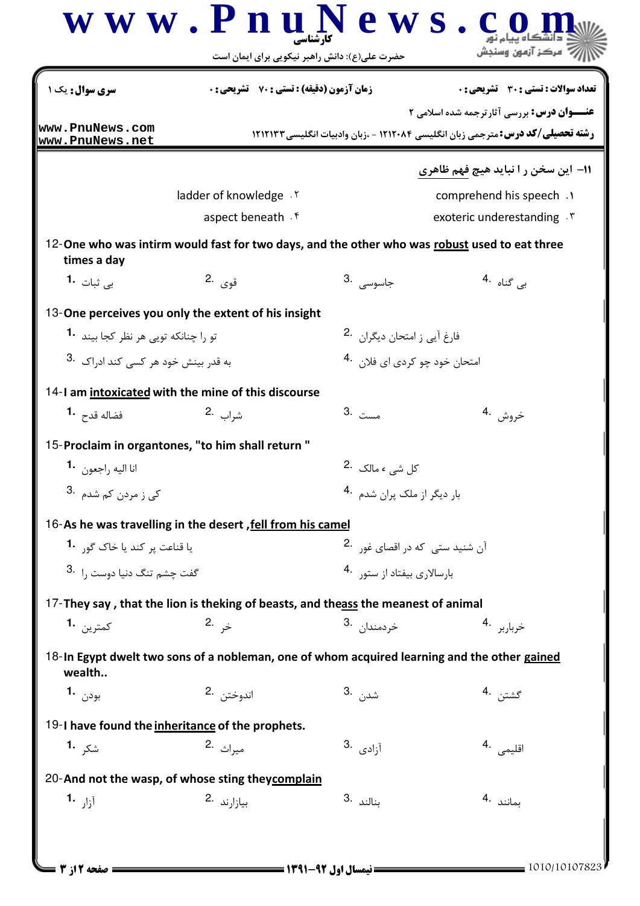**سری سوال:** یک ۱ | **زمان آزمون (دقیقه) : تستی : ۷۰ تشریحی : ۰** | **تعداد سوالات : تستی : ۳۰ تشریحی : ۰**

**عنـــوان درس:** بررسی آثارترجمه شده اسلامی ۲

**رشته تحصیلی/کد درس:** مترجمی زبان انگلیسی ۱۲۱۲۰۸۴ - ،زبان وادبیات انگلیسی۱۲۱۲۱۳۳

**۱۱- این سخن را نباید هیچ فهم ظاهری**

۱. comprehend his speech

۲. ladder of knowledge

۳. exoteric underestanding

۴. aspect beneath

**12-One who was intirm would fast for two days, and the other who was robust used to eat three times a day**

1. بی ثبات
2. قوی
3. جاسوسی
4. بی گناه

**13-One perceives you only the extent of his insight**

1. تو را چنانکه تویی هر نظر کجا بیند
2. فارغ آیی ز امتحان دیگران
3. به قدر بینش خود هر کسی کند ادراک
4. امتحان خود چو کردی ای فلان

**14-I am intoxicated with the mine of this discourse**

1. فضاله قدح
2. شراب
3. مست
4. خروش

**15-Proclaim in organtones, "to him shall return "**

1. انا الیه راجعون
2. کل شی ء مالک
3. کی ز مردن کم شدم
4. بار دیگر از ملک پران شدم

**16-As he was travelling in the desert ,fell from his camel**

1. یا قناعت پر کند یا خاک گور
2. آن شنید ستی که در اقصای غور
3. گفت چشم تنگ دنیا دوست را
4. بارسالاری بیفتاد از ستور

**17-They say , that the lion is theking of beasts, and theass the meanest of animal**

1. کمترین
2. خر
3. خردمندان
4. خربابر

**18-In Egypt dwelt two sons of a nobleman, one of whom acquired learning and the other gained wealth..**

1. بودن
2. اندوختن
3. شدن
4. گشتن

**19-I have found the inheritance of the prophets.**

1. شکر
2. میراث
3. آزادی
4. اقلیمی

**20-And not the wasp, of whose sting theycomplain**

1. آزار
2. بیازارند
3. بنالند
4. بمانند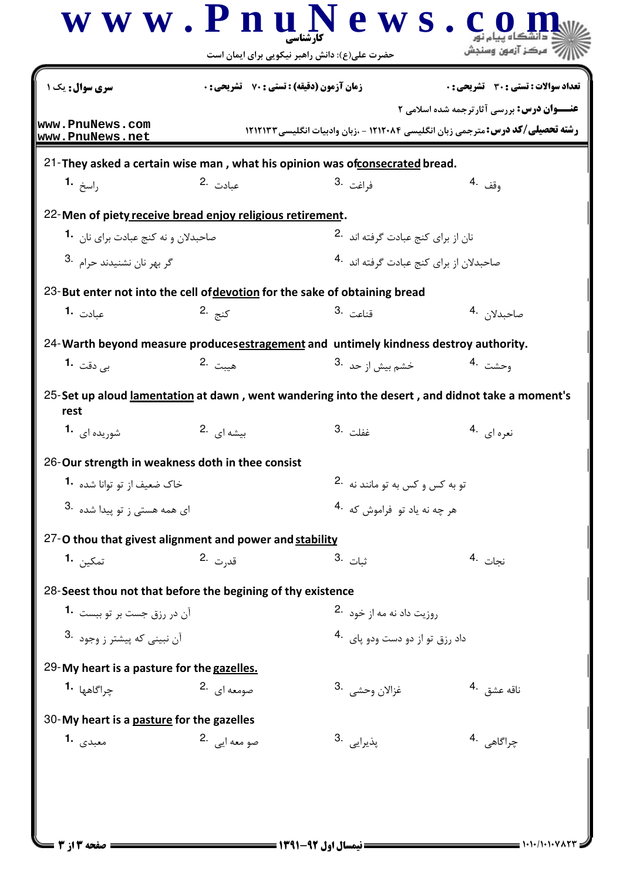**سری سوال:** یک ۱ | **زمان آزمون (دقیقه) : تستی : ۷۰ تشریحی : ۰** | **تعداد سوالات : تستی : ۳۰ تشریحی : ۰**

**عنـــوان درس:** بررسی آثارترجمه شده اسلامی ۲

**رشته تحصیلی/کد درس:** مترجمی زبان انگلیسی ۱۲۱۲۰۸۴ - ،زبان وادبیات انگلیسی۱۲۱۲۱۳۳

21-They asked a certain wise man , what his opinion was of<u>consecrated</u> bread.

1. راسخ
2. عبادت
3. فراغت
4. وقف

22-Men of piety<u> receive bread enjoy religious retirement</u>.

1. صاحبدلان و نه کنج عبادت برای نان
2. نان از برای کنج عبادت گرفته اند
3. گر بهر نان نشنیدند حرام
4. صاحبدلان از برای کنج عبادت گرفته اند

23-But enter not into the cell of<u>devotion</u> for the sake of obtaining bread

1. عبادت
2. کنج
3. قناعت
4. صاحبدلان

24-Warth beyond measure produces<u>estragement</u> and untimely kindness destroy authority.

1. بی دقت
2. هیبت
3. خشم بیش از حد
4. وحشت

25-Set up aloud <u>lamentation</u> at dawn , went wandering into the desert , and didnot take a moment's rest

1. شوریده ای
2. بیشه ای
3. غفلت
4. نعره ای

26-Our strength in weakness doth in thee consist

1. خاک ضعیف از تو توانا شده
2. تو به کس و کس به تو مانند نه
3. ای همه هستی ز تو پیدا شده
4. هر چه نه یاد تو فراموش که

27-O thou that givest alignment and power and <u>stability</u>

1. تمکین
2. قدرت
3. ثبات
4. نجات

28-Seest thou not that before the begining of thy existence

1. آن در رزق جست بر تو ببست
2. روزیت داد نه مه از خود
3. آن نبینی که پیشتر ز وجود
4. داد رزق تو از دو دست ودو پای

29-My heart is a pasture for the <u>gazelles.</u>

1. چراگاهها
2. صومعه ای
3. غزالان وحشی
4. ناقه عشق

30-My heart is a <u>pasture</u> for the gazelles

1. معبدی
2. صو معه ایی
3. پذیرایی
4. چراگاهی